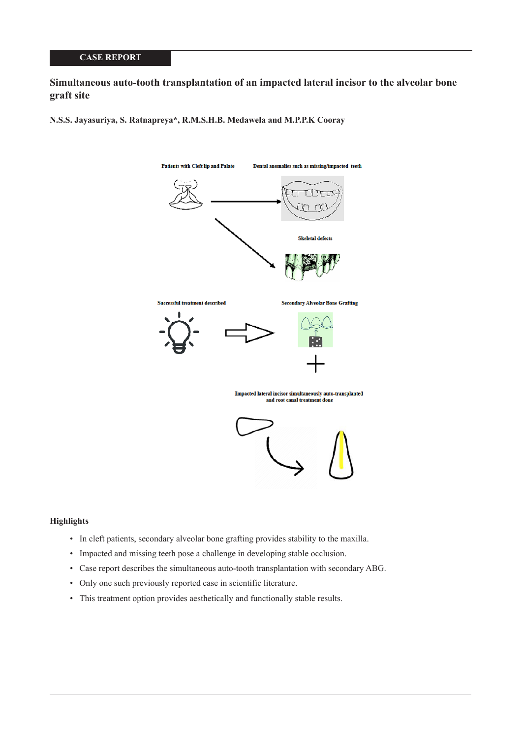CASE REPORT

# Simultaneous auto-tooth transplantation of an impacted lateral incisor to the alveolar bone graft site

**N.S.S. Jayasuriya, S. Ratnapreya*, R.M.S.H.B. Medawela and M.P.P.K Cooray**

Patients with Cleft lip and Palate

Dental anomalies such as missing/impacted teeth

Skeletal defects

Successful treatment described

Secondary Alveolar Bone Grafting

Impacted lateral incisor simultaneously auto-transplanted and root canal treatment done

## Highlights

- In cleft patients, secondary alveolar bone grafting provides stability to the maxilla.
- Impacted and missing teeth pose a challenge in developing stable occlusion.
- Case report describes the simultaneous auto-tooth transplantation with secondary ABG.
- Only one such previously reported case in scientific literature.
- This treatment option provides aesthetically and functionally stable results.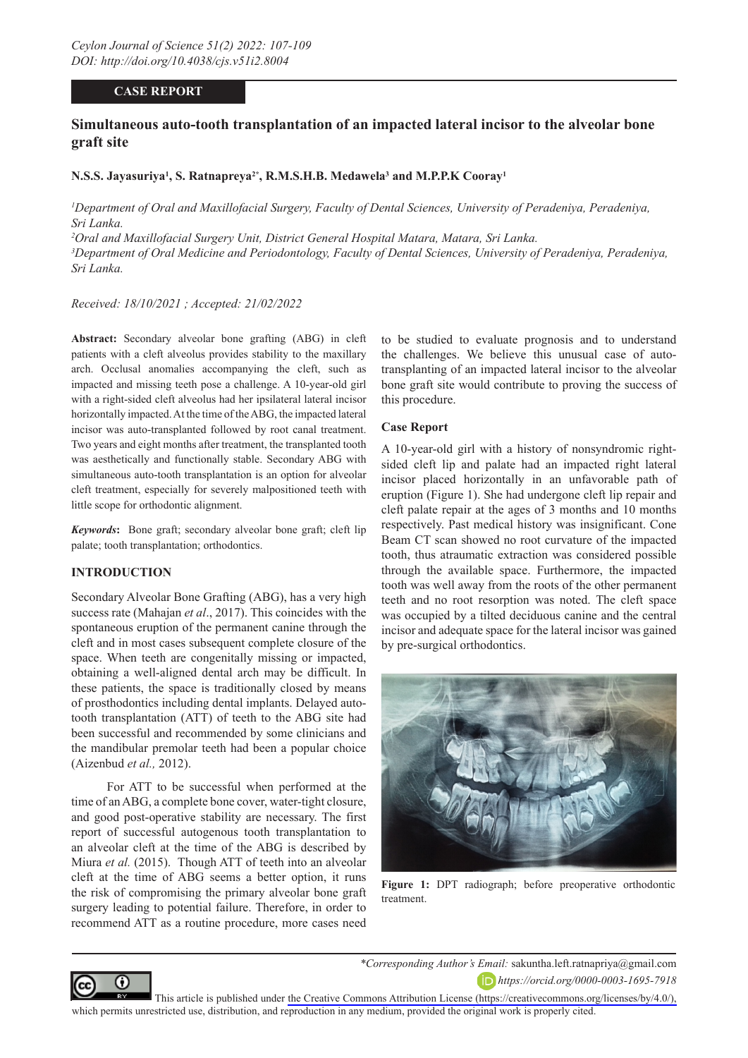## CASE REPORT

# Simultaneous auto-tooth transplantation of an impacted lateral incisor to the alveolar bone graft site

**N.S.S. Jayasuriya[1], S. Ratnapreya[2*], R.M.S.H.B. Medawela[3] and M.P.P.K Cooray[1]**

*[1]Department of Oral and Maxillofacial Surgery, Faculty of Dental Sciences, University of Peradeniya, Peradeniya, Sri Lanka.*

*[2]Oral and Maxillofacial Surgery Unit, District General Hospital Matara, Matara, Sri Lanka.*

*[3]Department of Oral Medicine and Periodontology, Faculty of Dental Sciences, University of Peradeniya, Peradeniya, Sri Lanka.*

*Received: 18/10/2021 ; Accepted: 21/02/2022*

**Abstract:** Secondary alveolar bone grafting (ABG) in cleft patients with a cleft alveolus provides stability to the maxillary arch. Occlusal anomalies accompanying the cleft, such as impacted and missing teeth pose a challenge. A 10-year-old girl with a right-sided cleft alveolus had her ipsilateral lateral incisor horizontally impacted. At the time of the ABG, the impacted lateral incisor was auto-transplanted followed by root canal treatment. Two years and eight months after treatment, the transplanted tooth was aesthetically and functionally stable. Secondary ABG with simultaneous auto-tooth transplantation is an option for alveolar cleft treatment, especially for severely malpositioned teeth with little scope for orthodontic alignment.

***Keywords*:** Bone graft; secondary alveolar bone graft; cleft lip palate; tooth transplantation; orthodontics.

## INTRODUCTION

Secondary Alveolar Bone Grafting (ABG), has a very high success rate (Mahajan *et al*., 2017). This coincides with the spontaneous eruption of the permanent canine through the cleft and in most cases subsequent complete closure of the space. When teeth are congenitally missing or impacted, obtaining a well-aligned dental arch may be difficult. In these patients, the space is traditionally closed by means of prosthodontics including dental implants. Delayed auto-tooth transplantation (ATT) of teeth to the ABG site had been successful and recommended by some clinicians and the mandibular premolar teeth had been a popular choice (Aizenbud *et al.,* 2012).

For ATT to be successful when performed at the time of an ABG, a complete bone cover, water-tight closure, and good post-operative stability are necessary. The first report of successful autogenous tooth transplantation to an alveolar cleft at the time of the ABG is described by Miura *et al.* (2015). Though ATT of teeth into an alveolar cleft at the time of ABG seems a better option, it runs the risk of compromising the primary alveolar bone graft surgery leading to potential failure. Therefore, in order to recommend ATT as a routine procedure, more cases need to be studied to evaluate prognosis and to understand the challenges. We believe this unusual case of auto-transplanting of an impacted lateral incisor to the alveolar bone graft site would contribute to proving the success of this procedure.

### Case Report

A 10-year-old girl with a history of nonsyndromic right-sided cleft lip and palate had an impacted right lateral incisor placed horizontally in an unfavorable path of eruption (Figure 1). She had undergone cleft lip repair and cleft palate repair at the ages of 3 months and 10 months respectively. Past medical history was insignificant. Cone Beam CT scan showed no root curvature of the impacted tooth, thus atraumatic extraction was considered possible through the available space. Furthermore, the impacted tooth was well away from the roots of the other permanent teeth and no root resorption was noted. The cleft space was occupied by a tilted deciduous canine and the central incisor and adequate space for the lateral incisor was gained by pre-surgical orthodontics.

**Figure 1:** DPT radiograph; before preoperative orthodontic treatment.

*\*Corresponding Author's Email:* sakuntha.left.ratnapriya@gmail.com

*https://orcid.org/0000-0003-1695-7918*

This article is published under the Creative Commons Attribution License (https://creativecommons.org/licenses/by/4.0/), which permits unrestricted use, distribution, and reproduction in any medium, provided the original work is properly cited.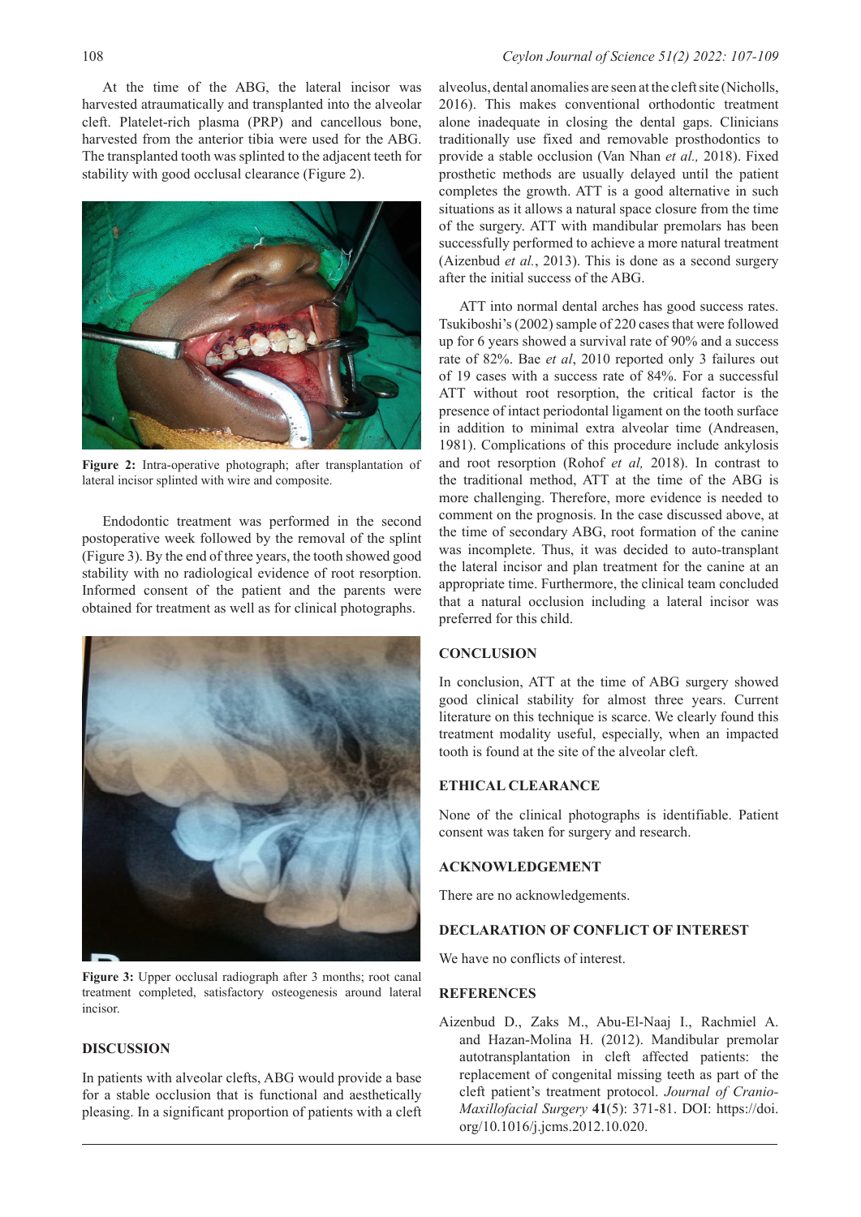At the time of the ABG, the lateral incisor was harvested atraumatically and transplanted into the alveolar cleft. Platelet-rich plasma (PRP) and cancellous bone, harvested from the anterior tibia were used for the ABG. The transplanted tooth was splinted to the adjacent teeth for stability with good occlusal clearance (Figure 2).

**Figure 2:** Intra-operative photograph; after transplantation of lateral incisor splinted with wire and composite.

Endodontic treatment was performed in the second postoperative week followed by the removal of the splint (Figure 3). By the end of three years, the tooth showed good stability with no radiological evidence of root resorption. Informed consent of the patient and the parents were obtained for treatment as well as for clinical photographs.

**Figure 3:** Upper occlusal radiograph after 3 months; root canal treatment completed, satisfactory osteogenesis around lateral incisor.

## DISCUSSION

In patients with alveolar clefts, ABG would provide a base for a stable occlusion that is functional and aesthetically pleasing. In a significant proportion of patients with a cleft alveolus, dental anomalies are seen at the cleft site (Nicholls, 2016). This makes conventional orthodontic treatment alone inadequate in closing the dental gaps. Clinicians traditionally use fixed and removable prosthodontics to provide a stable occlusion (Van Nhan *et al.,* 2018). Fixed prosthetic methods are usually delayed until the patient completes the growth. ATT is a good alternative in such situations as it allows a natural space closure from the time of the surgery. ATT with mandibular premolars has been successfully performed to achieve a more natural treatment (Aizenbud *et al.*, 2013). This is done as a second surgery after the initial success of the ABG.

ATT into normal dental arches has good success rates. Tsukiboshi's (2002) sample of 220 cases that were followed up for 6 years showed a survival rate of 90% and a success rate of 82%. Bae *et al*, 2010 reported only 3 failures out of 19 cases with a success rate of 84%. For a successful ATT without root resorption, the critical factor is the presence of intact periodontal ligament on the tooth surface in addition to minimal extra alveolar time (Andreasen, 1981). Complications of this procedure include ankylosis and root resorption (Rohof *et al,* 2018). In contrast to the traditional method, ATT at the time of the ABG is more challenging. Therefore, more evidence is needed to comment on the prognosis. In the case discussed above, at the time of secondary ABG, root formation of the canine was incomplete. Thus, it was decided to auto-transplant the lateral incisor and plan treatment for the canine at an appropriate time. Furthermore, the clinical team concluded that a natural occlusion including a lateral incisor was preferred for this child.

## CONCLUSION

In conclusion, ATT at the time of ABG surgery showed good clinical stability for almost three years. Current literature on this technique is scarce. We clearly found this treatment modality useful, especially, when an impacted tooth is found at the site of the alveolar cleft.

## ETHICAL CLEARANCE

None of the clinical photographs is identifiable. Patient consent was taken for surgery and research.

## ACKNOWLEDGEMENT

There are no acknowledgements.

## DECLARATION OF CONFLICT OF INTEREST

We have no conflicts of interest.

## REFERENCES

Aizenbud D., Zaks M., Abu-El-Naaj I., Rachmiel A. and Hazan-Molina H. (2012). Mandibular premolar autotransplantation in cleft affected patients: the replacement of congenital missing teeth as part of the cleft patient's treatment protocol. *Journal of Cranio-Maxillofacial Surgery* **41**(5): 371-81. DOI: https://doi.org/10.1016/j.jcms.2012.10.020.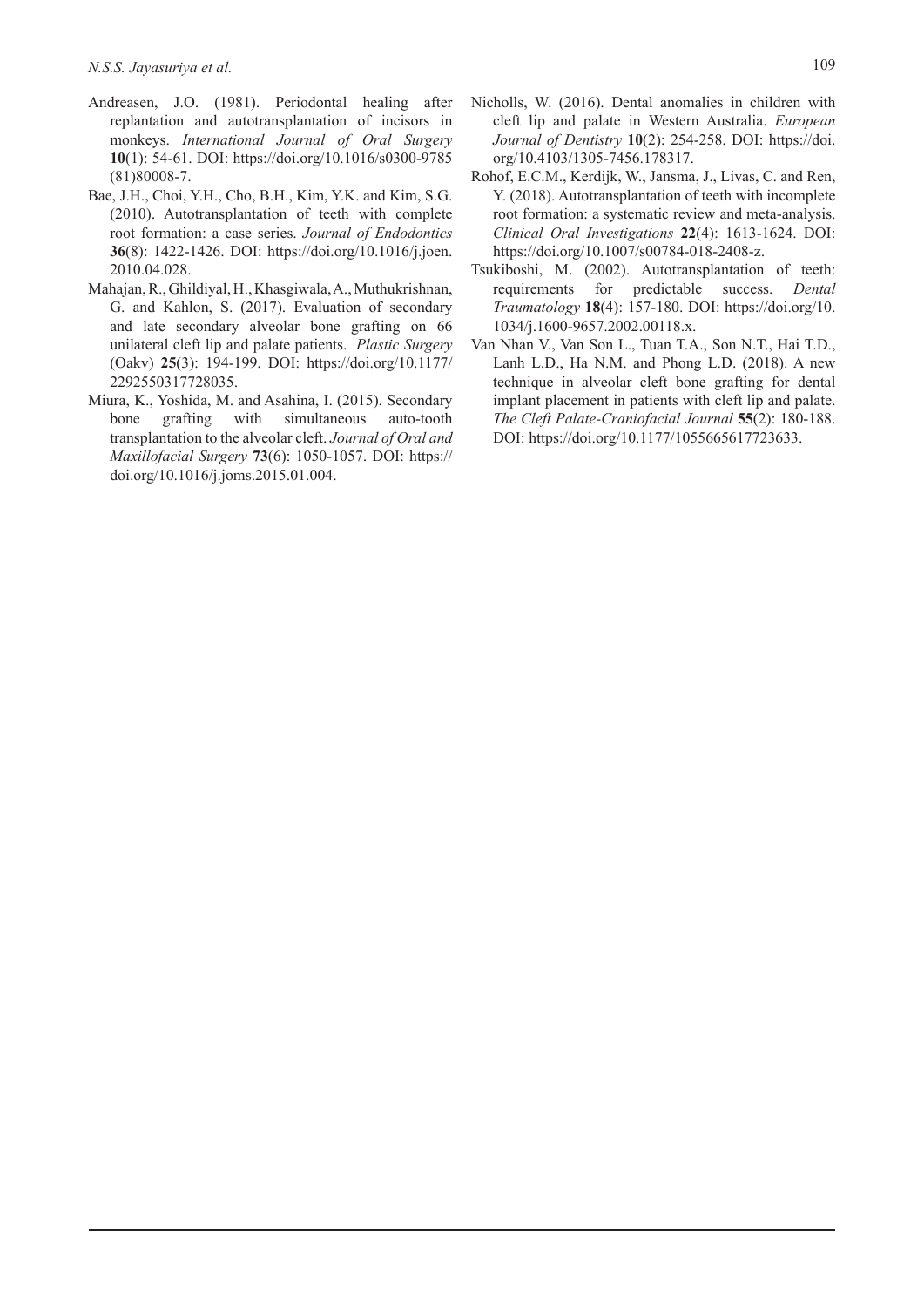Andreasen, J.O. (1981). Periodontal healing after replantation and autotransplantation of incisors in monkeys. *International Journal of Oral Surgery* **10**(1): 54-61. DOI: https://doi.org/10.1016/s0300-9785(81)80008-7.

Bae, J.H., Choi, Y.H., Cho, B.H., Kim, Y.K. and Kim, S.G. (2010). Autotransplantation of teeth with complete root formation: a case series. *Journal of Endodontics* **36**(8): 1422-1426. DOI: https://doi.org/10.1016/j.joen.2010.04.028.

Mahajan, R., Ghildiyal, H., Khasgiwala, A., Muthukrishnan, G. and Kahlon, S. (2017). Evaluation of secondary and late secondary alveolar bone grafting on 66 unilateral cleft lip and palate patients. *Plastic Surgery* (Oakv) **25**(3): 194-199. DOI: https://doi.org/10.1177/2292550317728035.

Miura, K., Yoshida, M. and Asahina, I. (2015). Secondary bone grafting with simultaneous auto-tooth transplantation to the alveolar cleft. *Journal of Oral and Maxillofacial Surgery* **73**(6): 1050-1057. DOI: https://doi.org/10.1016/j.joms.2015.01.004.

Nicholls, W. (2016). Dental anomalies in children with cleft lip and palate in Western Australia. *European Journal of Dentistry* **10**(2): 254-258. DOI: https://doi.org/10.4103/1305-7456.178317.

Rohof, E.C.M., Kerdijk, W., Jansma, J., Livas, C. and Ren, Y. (2018). Autotransplantation of teeth with incomplete root formation: a systematic review and meta-analysis. *Clinical Oral Investigations* **22**(4): 1613-1624. DOI: https://doi.org/10.1007/s00784-018-2408-z.

Tsukiboshi, M. (2002). Autotransplantation of teeth: requirements for predictable success. *Dental Traumatology* **18**(4): 157-180. DOI: https://doi.org/10.1034/j.1600-9657.2002.00118.x.

Van Nhan V., Van Son L., Tuan T.A., Son N.T., Hai T.D., Lanh L.D., Ha N.M. and Phong L.D. (2018). A new technique in alveolar cleft bone grafting for dental implant placement in patients with cleft lip and palate. *The Cleft Palate-Craniofacial Journal* **55**(2): 180-188. DOI: https://doi.org/10.1177/1055665617723633.